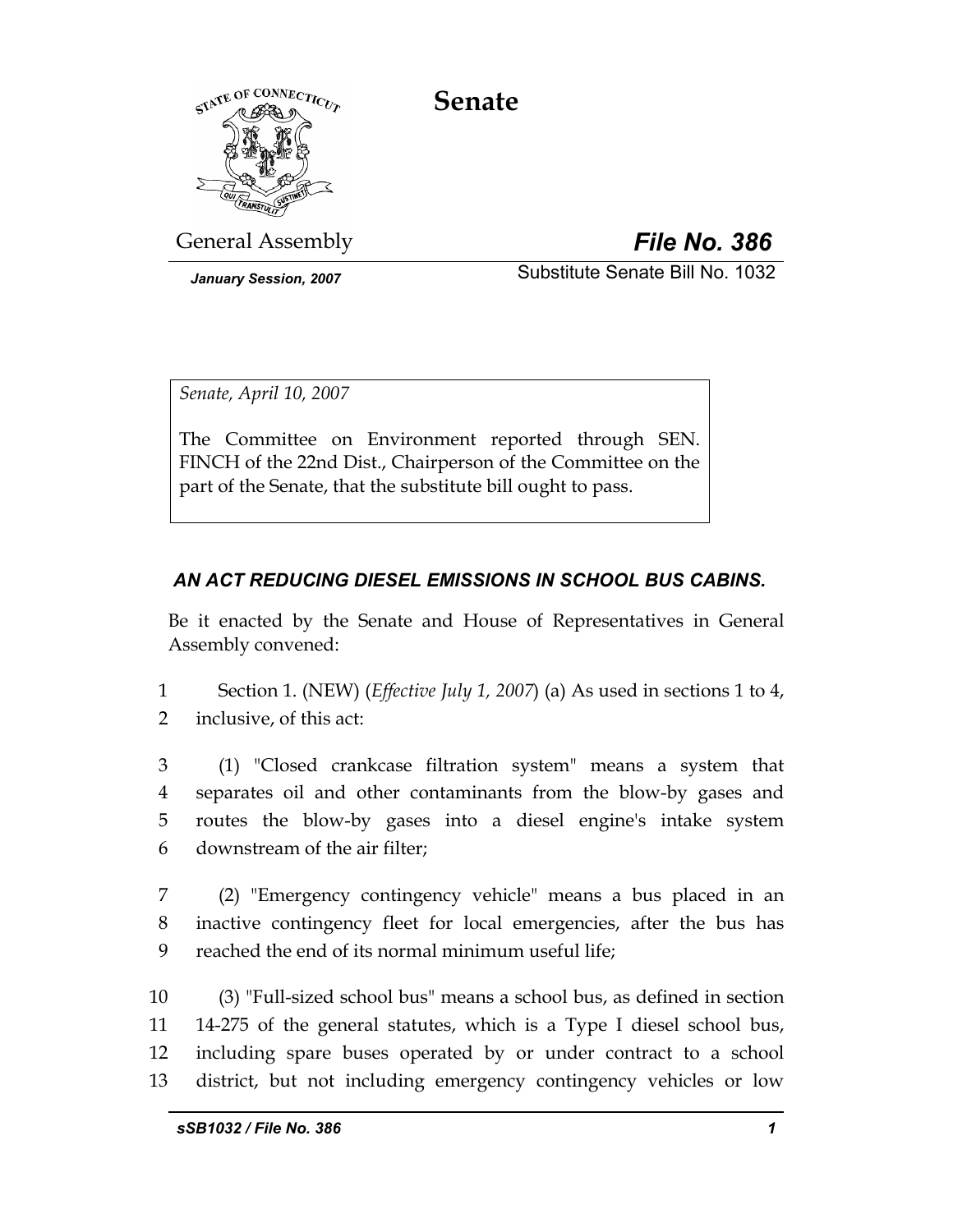# Senate

General Assembly

***File No. 386***

***January Session, 2007***

Substitute Senate Bill No. 1032

*Senate, April 10, 2007*

The Committee on Environment reported through SEN. FINCH of the 22nd Dist., Chairperson of the Committee on the part of the Senate, that the substitute bill ought to pass.

***AN ACT REDUCING DIESEL EMISSIONS IN SCHOOL BUS CABINS.***

Be it enacted by the Senate and House of Representatives in General Assembly convened:

1 Section 1. (NEW) (*Effective July 1, 2007*) (a) As used in sections 1 to 4,
2 inclusive, of this act:

3 (1) "Closed crankcase filtration system" means a system that
4 separates oil and other contaminants from the blow-by gases and
5 routes the blow-by gases into a diesel engine's intake system
6 downstream of the air filter;

7 (2) "Emergency contingency vehicle" means a bus placed in an
8 inactive contingency fleet for local emergencies, after the bus has
9 reached the end of its normal minimum useful life;

10 (3) "Full-sized school bus" means a school bus, as defined in section
11 14-275 of the general statutes, which is a Type I diesel school bus,
12 including spare buses operated by or under contract to a school
13 district, but not including emergency contingency vehicles or low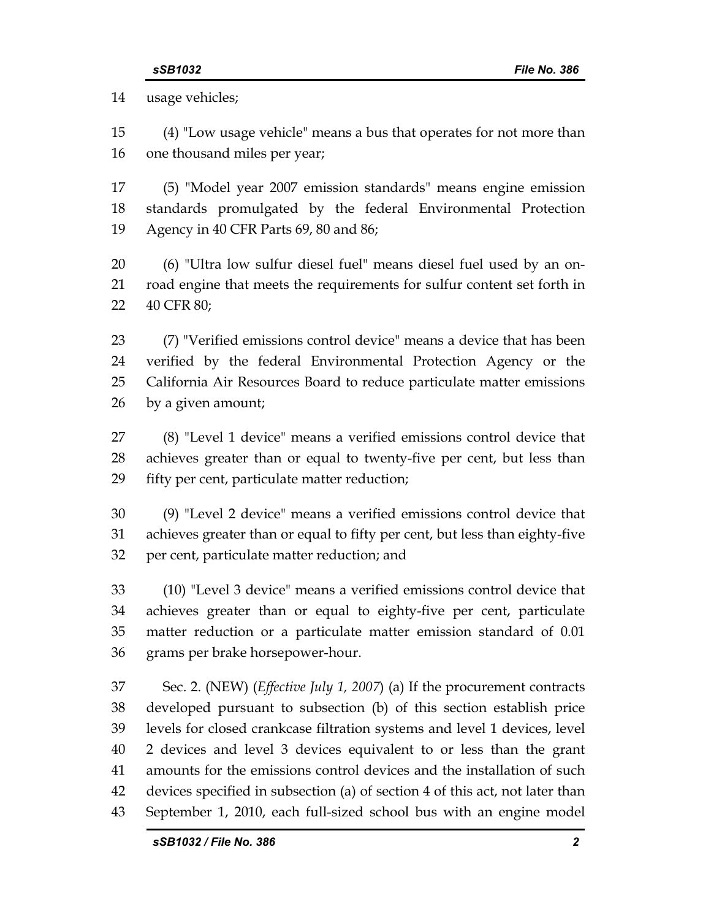usage vehicles;

(4) "Low usage vehicle" means a bus that operates for not more than one thousand miles per year;

(5) "Model year 2007 emission standards" means engine emission standards promulgated by the federal Environmental Protection Agency in 40 CFR Parts 69, 80 and 86;

(6) "Ultra low sulfur diesel fuel" means diesel fuel used by an on-road engine that meets the requirements for sulfur content set forth in 40 CFR 80;

(7) "Verified emissions control device" means a device that has been verified by the federal Environmental Protection Agency or the California Air Resources Board to reduce particulate matter emissions by a given amount;

(8) "Level 1 device" means a verified emissions control device that achieves greater than or equal to twenty-five per cent, but less than fifty per cent, particulate matter reduction;

(9) "Level 2 device" means a verified emissions control device that achieves greater than or equal to fifty per cent, but less than eighty-five per cent, particulate matter reduction; and

(10) "Level 3 device" means a verified emissions control device that achieves greater than or equal to eighty-five per cent, particulate matter reduction or a particulate matter emission standard of 0.01 grams per brake horsepower-hour.

Sec. 2. (NEW) (*Effective July 1, 2007*) (a) If the procurement contracts developed pursuant to subsection (b) of this section establish price levels for closed crankcase filtration systems and level 1 devices, level 2 devices and level 3 devices equivalent to or less than the grant amounts for the emissions control devices and the installation of such devices specified in subsection (a) of section 4 of this act, not later than September 1, 2010, each full-sized school bus with an engine model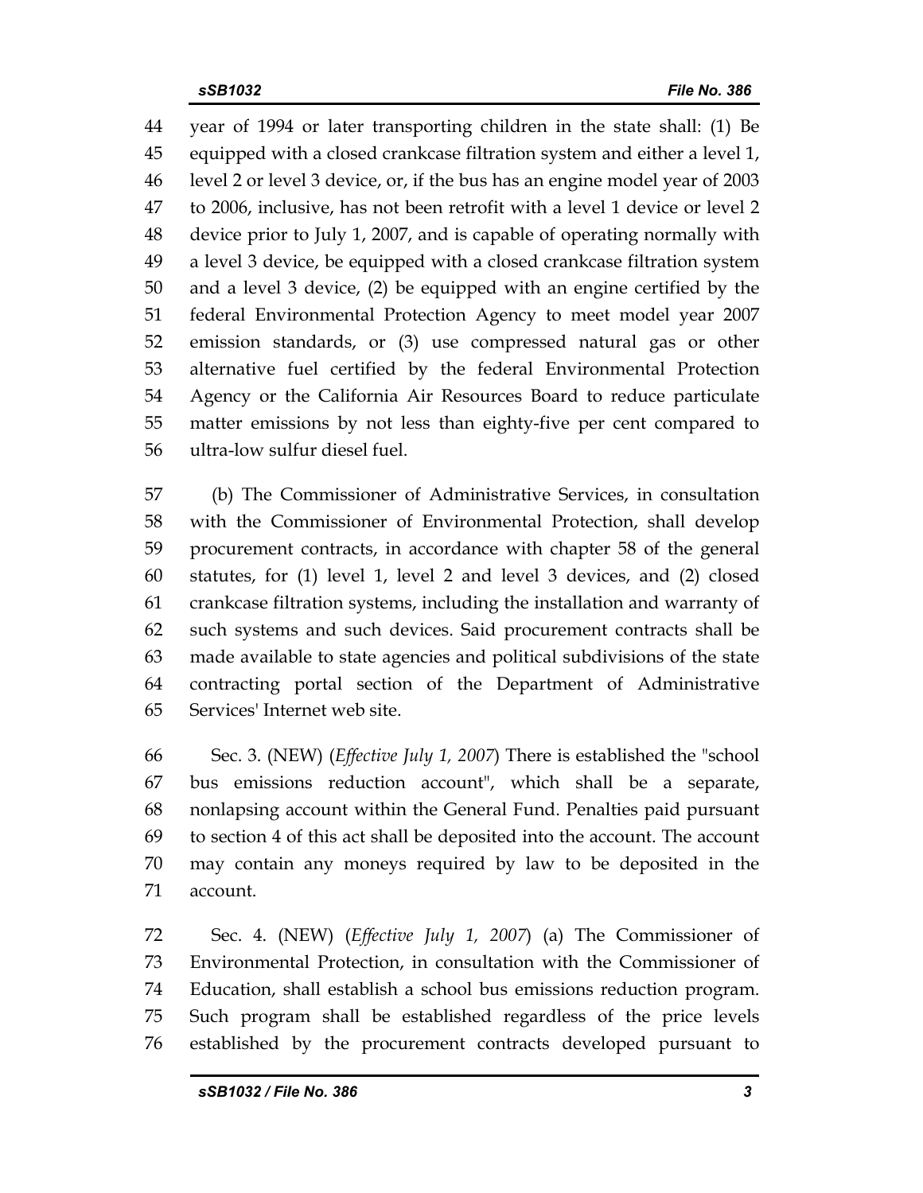year of 1994 or later transporting children in the state shall: (1) Be equipped with a closed crankcase filtration system and either a level 1, level 2 or level 3 device, or, if the bus has an engine model year of 2003 to 2006, inclusive, has not been retrofit with a level 1 device or level 2 device prior to July 1, 2007, and is capable of operating normally with a level 3 device, be equipped with a closed crankcase filtration system and a level 3 device, (2) be equipped with an engine certified by the federal Environmental Protection Agency to meet model year 2007 emission standards, or (3) use compressed natural gas or other alternative fuel certified by the federal Environmental Protection Agency or the California Air Resources Board to reduce particulate matter emissions by not less than eighty-five per cent compared to ultra-low sulfur diesel fuel.

(b) The Commissioner of Administrative Services, in consultation with the Commissioner of Environmental Protection, shall develop procurement contracts, in accordance with chapter 58 of the general statutes, for (1) level 1, level 2 and level 3 devices, and (2) closed crankcase filtration systems, including the installation and warranty of such systems and such devices. Said procurement contracts shall be made available to state agencies and political subdivisions of the state contracting portal section of the Department of Administrative Services' Internet web site.

Sec. 3. (NEW) (*Effective July 1, 2007*) There is established the "school bus emissions reduction account", which shall be a separate, nonlapsing account within the General Fund. Penalties paid pursuant to section 4 of this act shall be deposited into the account. The account may contain any moneys required by law to be deposited in the account.

Sec. 4. (NEW) (*Effective July 1, 2007*) (a) The Commissioner of Environmental Protection, in consultation with the Commissioner of Education, shall establish a school bus emissions reduction program. Such program shall be established regardless of the price levels established by the procurement contracts developed pursuant to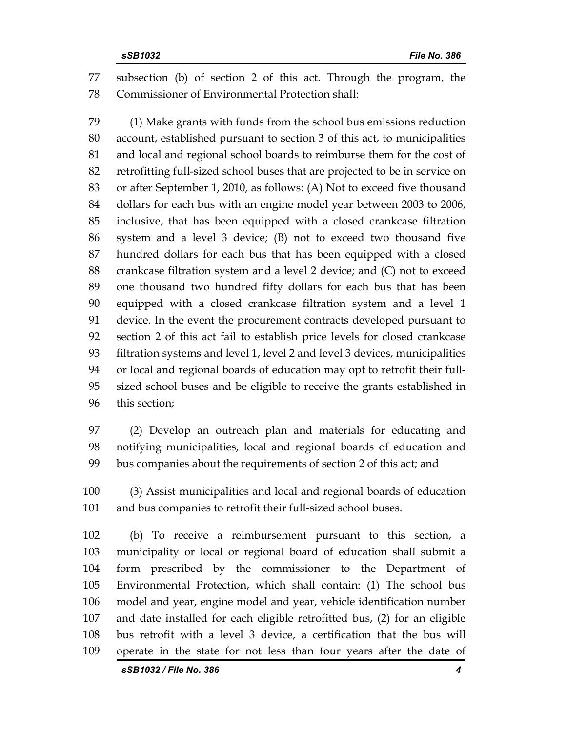subsection (b) of section 2 of this act. Through the program, the Commissioner of Environmental Protection shall:

(1) Make grants with funds from the school bus emissions reduction account, established pursuant to section 3 of this act, to municipalities and local and regional school boards to reimburse them for the cost of retrofitting full-sized school buses that are projected to be in service on or after September 1, 2010, as follows: (A) Not to exceed five thousand dollars for each bus with an engine model year between 2003 to 2006, inclusive, that has been equipped with a closed crankcase filtration system and a level 3 device; (B) not to exceed two thousand five hundred dollars for each bus that has been equipped with a closed crankcase filtration system and a level 2 device; and (C) not to exceed one thousand two hundred fifty dollars for each bus that has been equipped with a closed crankcase filtration system and a level 1 device. In the event the procurement contracts developed pursuant to section 2 of this act fail to establish price levels for closed crankcase filtration systems and level 1, level 2 and level 3 devices, municipalities or local and regional boards of education may opt to retrofit their full-sized school buses and be eligible to receive the grants established in this section;

(2) Develop an outreach plan and materials for educating and notifying municipalities, local and regional boards of education and bus companies about the requirements of section 2 of this act; and

(3) Assist municipalities and local and regional boards of education and bus companies to retrofit their full-sized school buses.

(b) To receive a reimbursement pursuant to this section, a municipality or local or regional board of education shall submit a form prescribed by the commissioner to the Department of Environmental Protection, which shall contain: (1) The school bus model and year, engine model and year, vehicle identification number and date installed for each eligible retrofitted bus, (2) for an eligible bus retrofit with a level 3 device, a certification that the bus will operate in the state for not less than four years after the date of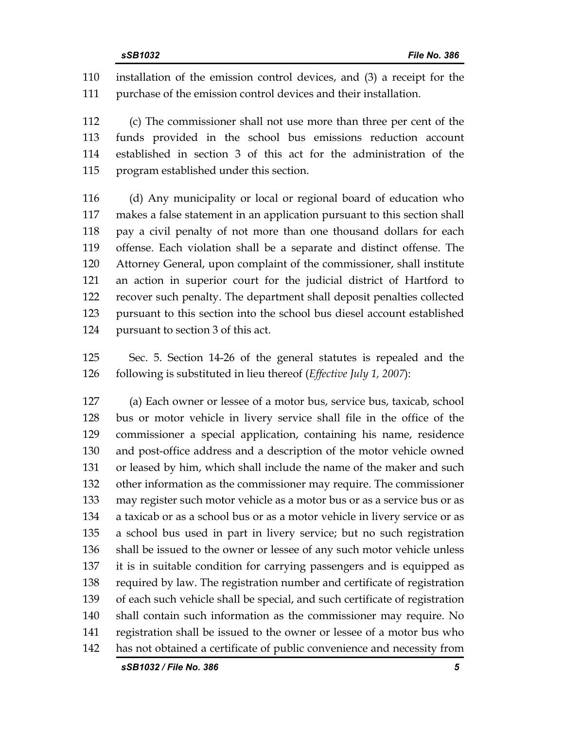installation of the emission control devices, and (3) a receipt for the purchase of the emission control devices and their installation.

(c) The commissioner shall not use more than three per cent of the funds provided in the school bus emissions reduction account established in section 3 of this act for the administration of the program established under this section.

(d) Any municipality or local or regional board of education who makes a false statement in an application pursuant to this section shall pay a civil penalty of not more than one thousand dollars for each offense. Each violation shall be a separate and distinct offense. The Attorney General, upon complaint of the commissioner, shall institute an action in superior court for the judicial district of Hartford to recover such penalty. The department shall deposit penalties collected pursuant to this section into the school bus diesel account established pursuant to section 3 of this act.

Sec. 5. Section 14-26 of the general statutes is repealed and the following is substituted in lieu thereof (*Effective July 1, 2007*):

(a) Each owner or lessee of a motor bus, service bus, taxicab, school bus or motor vehicle in livery service shall file in the office of the commissioner a special application, containing his name, residence and post-office address and a description of the motor vehicle owned or leased by him, which shall include the name of the maker and such other information as the commissioner may require. The commissioner may register such motor vehicle as a motor bus or as a service bus or as a taxicab or as a school bus or as a motor vehicle in livery service or as a school bus used in part in livery service; but no such registration shall be issued to the owner or lessee of any such motor vehicle unless it is in suitable condition for carrying passengers and is equipped as required by law. The registration number and certificate of registration of each such vehicle shall be special, and such certificate of registration shall contain such information as the commissioner may require. No registration shall be issued to the owner or lessee of a motor bus who has not obtained a certificate of public convenience and necessity from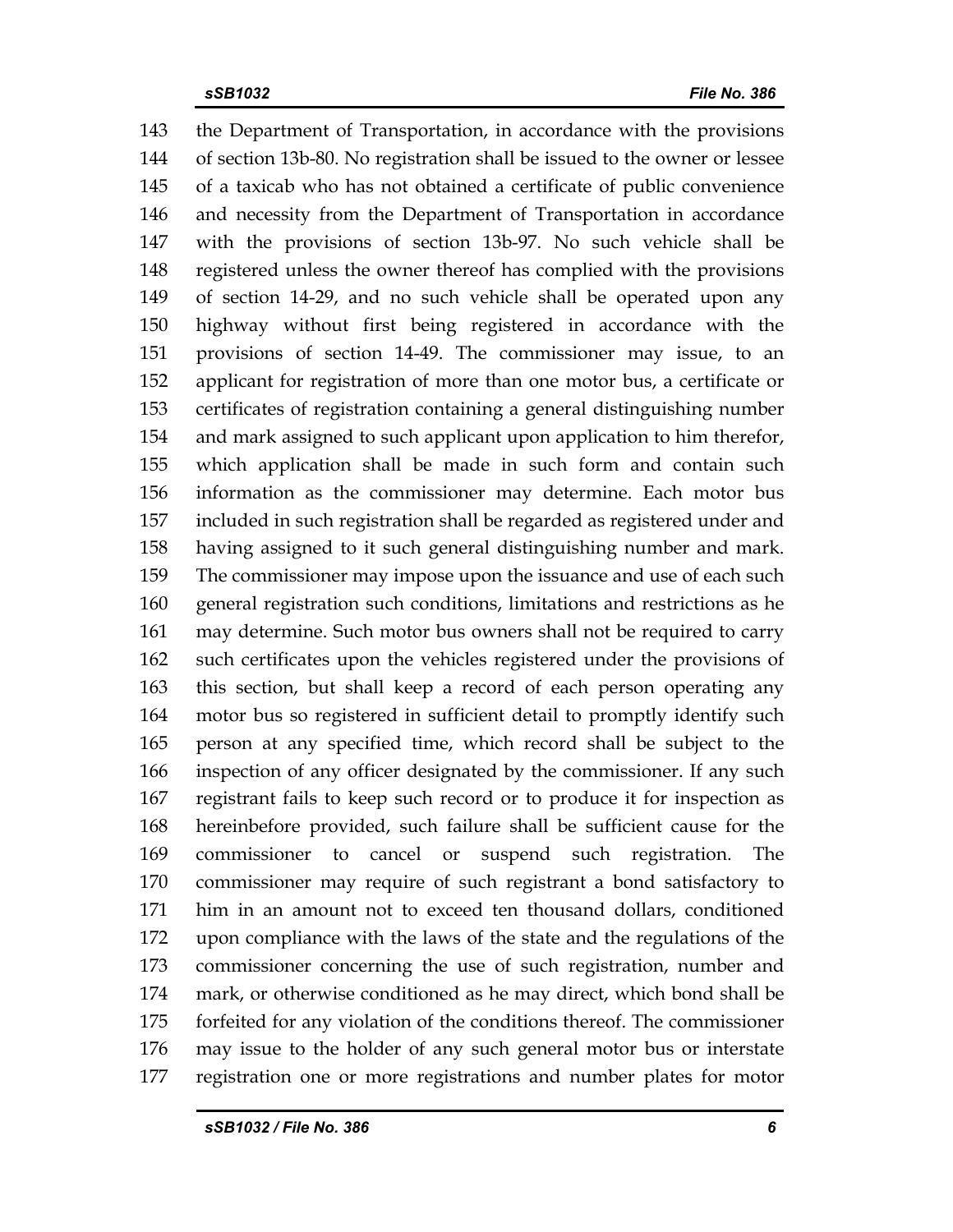143 the Department of Transportation, in accordance with the provisions
144 of section 13b-80. No registration shall be issued to the owner or lessee
145 of a taxicab who has not obtained a certificate of public convenience
146 and necessity from the Department of Transportation in accordance
147 with the provisions of section 13b-97. No such vehicle shall be
148 registered unless the owner thereof has complied with the provisions
149 of section 14-29, and no such vehicle shall be operated upon any
150 highway without first being registered in accordance with the
151 provisions of section 14-49. The commissioner may issue, to an
152 applicant for registration of more than one motor bus, a certificate or
153 certificates of registration containing a general distinguishing number
154 and mark assigned to such applicant upon application to him therefor,
155 which application shall be made in such form and contain such
156 information as the commissioner may determine. Each motor bus
157 included in such registration shall be regarded as registered under and
158 having assigned to it such general distinguishing number and mark.
159 The commissioner may impose upon the issuance and use of each such
160 general registration such conditions, limitations and restrictions as he
161 may determine. Such motor bus owners shall not be required to carry
162 such certificates upon the vehicles registered under the provisions of
163 this section, but shall keep a record of each person operating any
164 motor bus so registered in sufficient detail to promptly identify such
165 person at any specified time, which record shall be subject to the
166 inspection of any officer designated by the commissioner. If any such
167 registrant fails to keep such record or to produce it for inspection as
168 hereinbefore provided, such failure shall be sufficient cause for the
169 commissioner to cancel or suspend such registration. The
170 commissioner may require of such registrant a bond satisfactory to
171 him in an amount not to exceed ten thousand dollars, conditioned
172 upon compliance with the laws of the state and the regulations of the
173 commissioner concerning the use of such registration, number and
174 mark, or otherwise conditioned as he may direct, which bond shall be
175 forfeited for any violation of the conditions thereof. The commissioner
176 may issue to the holder of any such general motor bus or interstate
177 registration one or more registrations and number plates for motor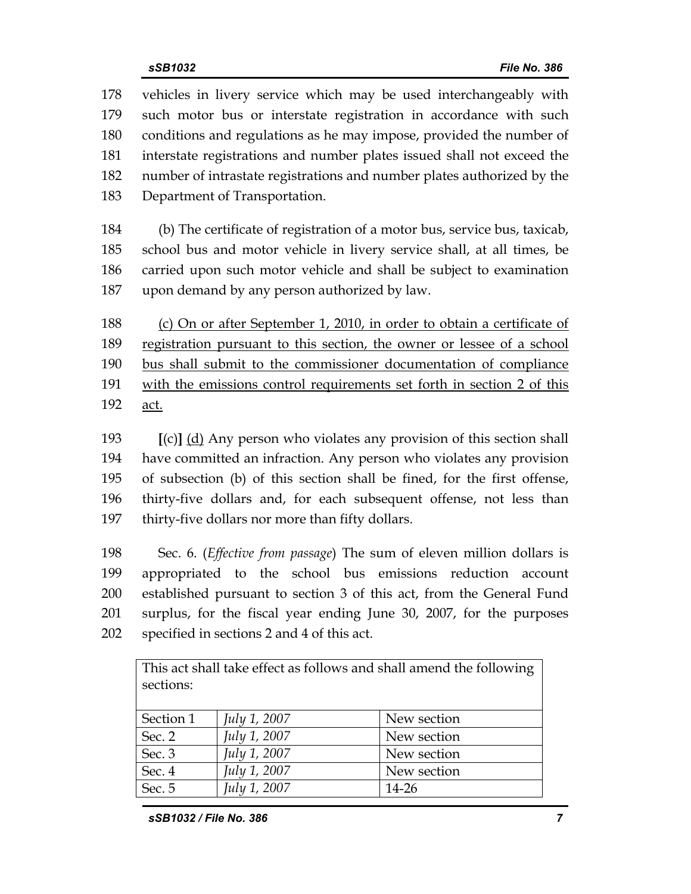178 vehicles in livery service which may be used interchangeably with
179 such motor bus or interstate registration in accordance with such
180 conditions and regulations as he may impose, provided the number of
181 interstate registrations and number plates issued shall not exceed the
182 number of intrastate registrations and number plates authorized by the
183 Department of Transportation.

184 (b) The certificate of registration of a motor bus, service bus, taxicab,
185 school bus and motor vehicle in livery service shall, at all times, be
186 carried upon such motor vehicle and shall be subject to examination
187 upon demand by any person authorized by law.

188 <u>(c) On or after September 1, 2010, in order to obtain a certificate of</u>
189 <u>registration pursuant to this section, the owner or lessee of a school</u>
190 <u>bus shall submit to the commissioner documentation of compliance</u>
191 <u>with the emissions control requirements set forth in section 2 of this</u>
192 <u>act.</u>

193 **[**(c)**]** <u>(d)</u> Any person who violates any provision of this section shall
194 have committed an infraction. Any person who violates any provision
195 of subsection (b) of this section shall be fined, for the first offense,
196 thirty-five dollars and, for each subsequent offense, not less than
197 thirty-five dollars nor more than fifty dollars.

198 Sec. 6. (*Effective from passage*) The sum of eleven million dollars is
199 appropriated to the school bus emissions reduction account
200 established pursuant to section 3 of this act, from the General Fund
201 surplus, for the fiscal year ending June 30, 2007, for the purposes
202 specified in sections 2 and 4 of this act.

| This act shall take effect as follows and shall amend the following sections: | | |
|---|---|---|
| Section 1 | *July 1, 2007* | New section |
| Sec. 2 | *July 1, 2007* | New section |
| Sec. 3 | *July 1, 2007* | New section |
| Sec. 4 | *July 1, 2007* | New section |
| Sec. 5 | *July 1, 2007* | 14-26 |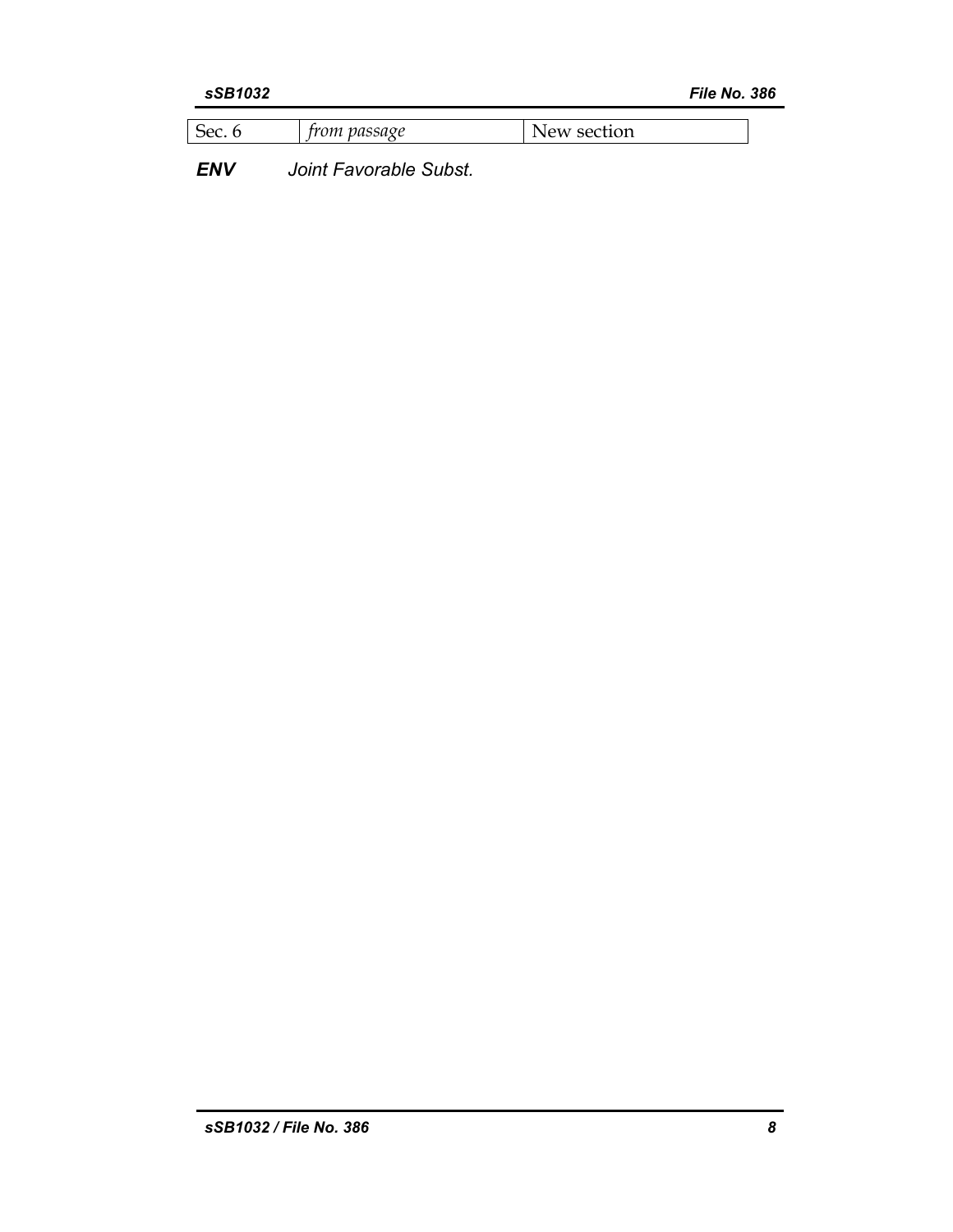| Sec. 6 | *from passage* | New section |
|---|---|---|

***ENV*** *Joint Favorable Subst.*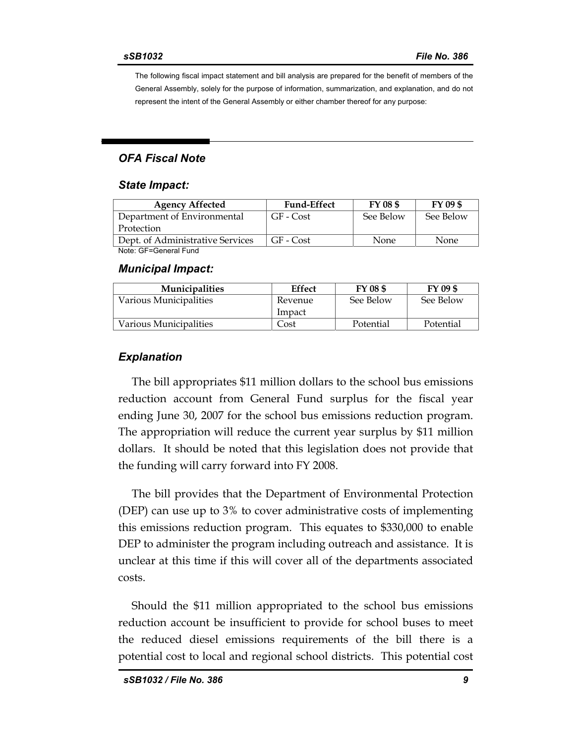The following fiscal impact statement and bill analysis are prepared for the benefit of members of the General Assembly, solely for the purpose of information, summarization, and explanation, and do not represent the intent of the General Assembly or either chamber thereof for any purpose:

## *OFA Fiscal Note*

### *State Impact:*

| Agency Affected | Fund-Effect | FY 08 $ | FY 09 $ |
|---|---|---|---|
| Department of Environmental Protection | GF - Cost | See Below | See Below |
| Dept. of Administrative Services | GF - Cost | None | None |

Note: GF=General Fund

### *Municipal Impact:*

| Municipalities | Effect | FY 08 $ | FY 09 $ |
|---|---|---|---|
| Various Municipalities | Revenue Impact | See Below | See Below |
| Various Municipalities | Cost | Potential | Potential |

### *Explanation*

The bill appropriates $11 million dollars to the school bus emissions reduction account from General Fund surplus for the fiscal year ending June 30, 2007 for the school bus emissions reduction program. The appropriation will reduce the current year surplus by $11 million dollars. It should be noted that this legislation does not provide that the funding will carry forward into FY 2008.

The bill provides that the Department of Environmental Protection (DEP) can use up to 3% to cover administrative costs of implementing this emissions reduction program. This equates to $330,000 to enable DEP to administer the program including outreach and assistance. It is unclear at this time if this will cover all of the departments associated costs.

Should the $11 million appropriated to the school bus emissions reduction account be insufficient to provide for school buses to meet the reduced diesel emissions requirements of the bill there is a potential cost to local and regional school districts. This potential cost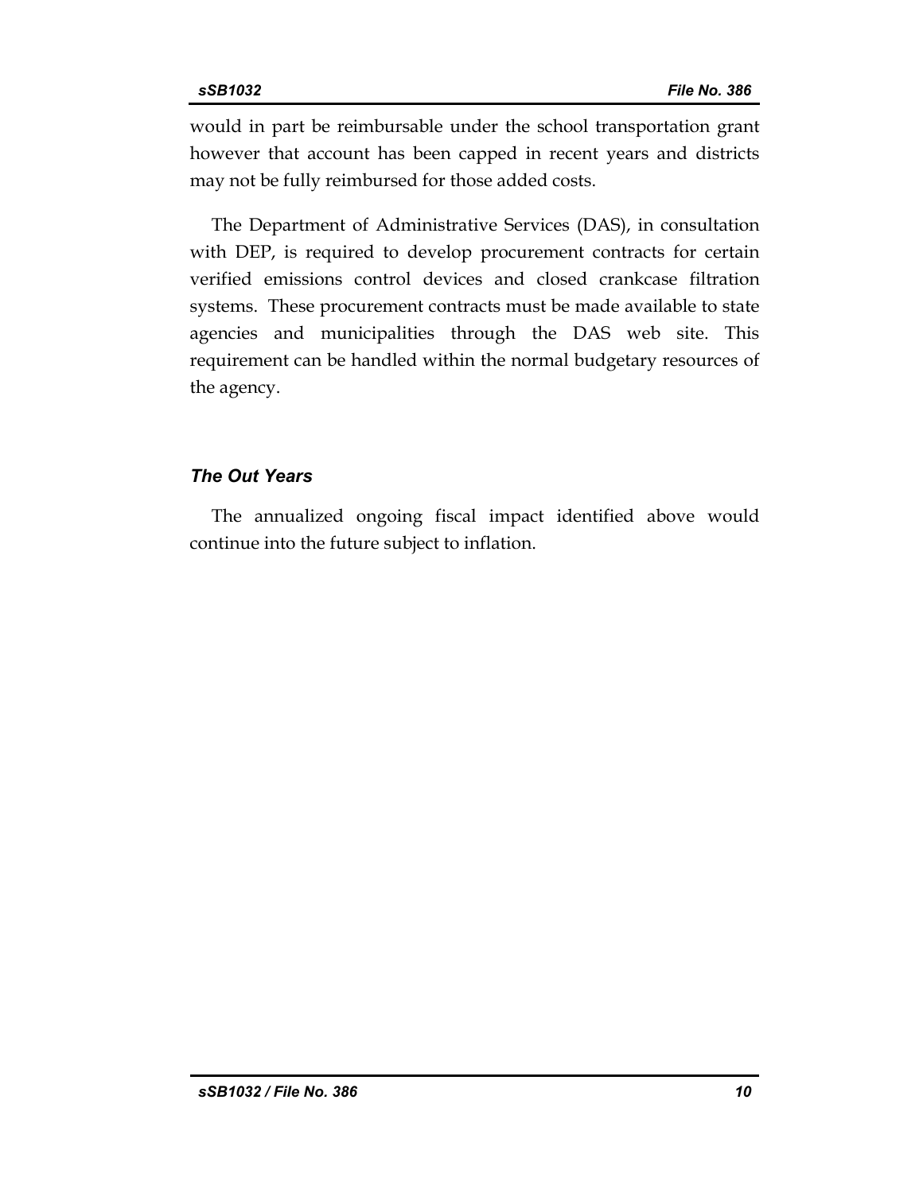would in part be reimbursable under the school transportation grant however that account has been capped in recent years and districts may not be fully reimbursed for those added costs.

The Department of Administrative Services (DAS), in consultation with DEP, is required to develop procurement contracts for certain verified emissions control devices and closed crankcase filtration systems. These procurement contracts must be made available to state agencies and municipalities through the DAS web site. This requirement can be handled within the normal budgetary resources of the agency.

### *The Out Years*

The annualized ongoing fiscal impact identified above would continue into the future subject to inflation.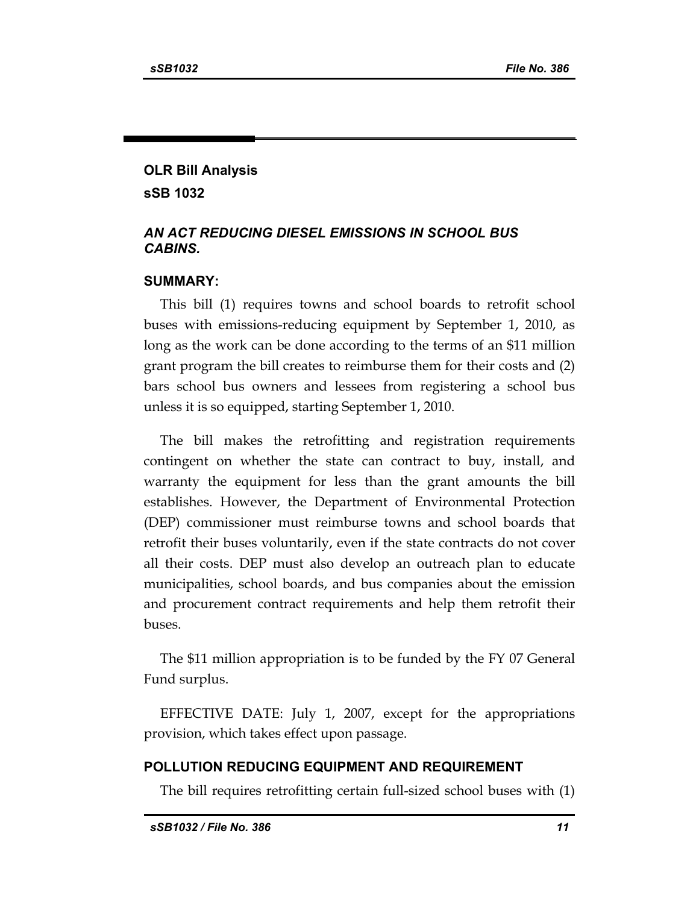## OLR Bill Analysis

## sSB 1032

### *AN ACT REDUCING DIESEL EMISSIONS IN SCHOOL BUS CABINS.*

### SUMMARY:

This bill (1) requires towns and school boards to retrofit school buses with emissions-reducing equipment by September 1, 2010, as long as the work can be done according to the terms of an $11 million grant program the bill creates to reimburse them for their costs and (2) bars school bus owners and lessees from registering a school bus unless it is so equipped, starting September 1, 2010.

The bill makes the retrofitting and registration requirements contingent on whether the state can contract to buy, install, and warranty the equipment for less than the grant amounts the bill establishes. However, the Department of Environmental Protection (DEP) commissioner must reimburse towns and school boards that retrofit their buses voluntarily, even if the state contracts do not cover all their costs. DEP must also develop an outreach plan to educate municipalities, school boards, and bus companies about the emission and procurement contract requirements and help them retrofit their buses.

The $11 million appropriation is to be funded by the FY 07 General Fund surplus.

EFFECTIVE DATE: July 1, 2007, except for the appropriations provision, which takes effect upon passage.

### POLLUTION REDUCING EQUIPMENT AND REQUIREMENT

The bill requires retrofitting certain full-sized school buses with (1)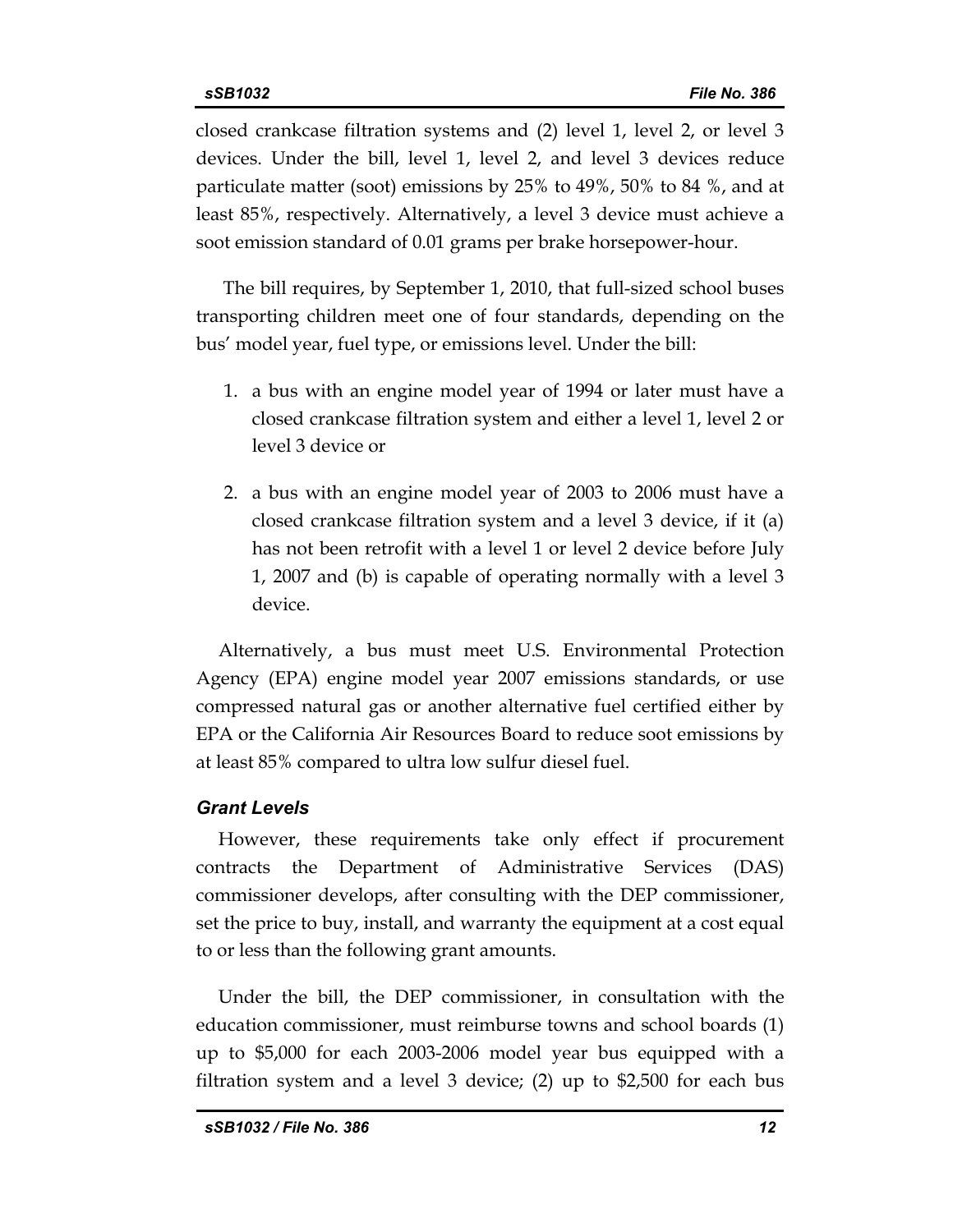closed crankcase filtration systems and (2) level 1, level 2, or level 3 devices. Under the bill, level 1, level 2, and level 3 devices reduce particulate matter (soot) emissions by 25% to 49%, 50% to 84 %, and at least 85%, respectively. Alternatively, a level 3 device must achieve a soot emission standard of 0.01 grams per brake horsepower-hour.

The bill requires, by September 1, 2010, that full-sized school buses transporting children meet one of four standards, depending on the bus' model year, fuel type, or emissions level. Under the bill:

1. a bus with an engine model year of 1994 or later must have a closed crankcase filtration system and either a level 1, level 2 or level 3 device or
2. a bus with an engine model year of 2003 to 2006 must have a closed crankcase filtration system and a level 3 device, if it (a) has not been retrofit with a level 1 or level 2 device before July 1, 2007 and (b) is capable of operating normally with a level 3 device.

Alternatively, a bus must meet U.S. Environmental Protection Agency (EPA) engine model year 2007 emissions standards, or use compressed natural gas or another alternative fuel certified either by EPA or the California Air Resources Board to reduce soot emissions by at least 85% compared to ultra low sulfur diesel fuel.

***Grant Levels***

However, these requirements take only effect if procurement contracts the Department of Administrative Services (DAS) commissioner develops, after consulting with the DEP commissioner, set the price to buy, install, and warranty the equipment at a cost equal to or less than the following grant amounts.

Under the bill, the DEP commissioner, in consultation with the education commissioner, must reimburse towns and school boards (1) up to $5,000 for each 2003-2006 model year bus equipped with a filtration system and a level 3 device; (2) up to $2,500 for each bus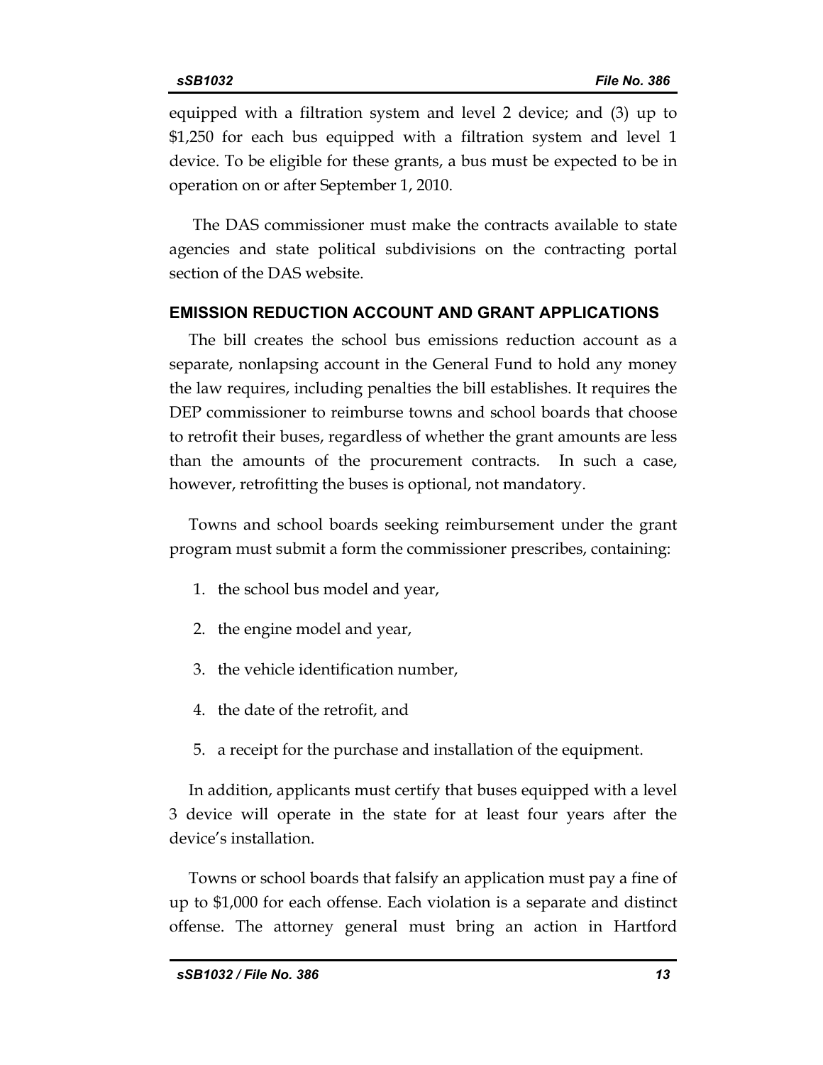equipped with a filtration system and level 2 device; and (3) up to $1,250 for each bus equipped with a filtration system and level 1 device. To be eligible for these grants, a bus must be expected to be in operation on or after September 1, 2010.

The DAS commissioner must make the contracts available to state agencies and state political subdivisions on the contracting portal section of the DAS website.

## EMISSION REDUCTION ACCOUNT AND GRANT APPLICATIONS

The bill creates the school bus emissions reduction account as a separate, nonlapsing account in the General Fund to hold any money the law requires, including penalties the bill establishes. It requires the DEP commissioner to reimburse towns and school boards that choose to retrofit their buses, regardless of whether the grant amounts are less than the amounts of the procurement contracts. In such a case, however, retrofitting the buses is optional, not mandatory.

Towns and school boards seeking reimbursement under the grant program must submit a form the commissioner prescribes, containing:

1. the school bus model and year,
2. the engine model and year,
3. the vehicle identification number,
4. the date of the retrofit, and
5. a receipt for the purchase and installation of the equipment.

In addition, applicants must certify that buses equipped with a level 3 device will operate in the state for at least four years after the device's installation.

Towns or school boards that falsify an application must pay a fine of up to $1,000 for each offense. Each violation is a separate and distinct offense. The attorney general must bring an action in Hartford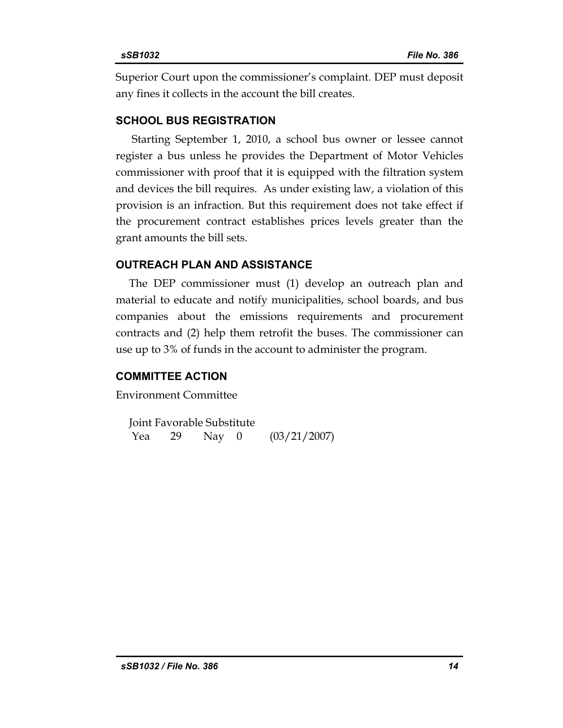Superior Court upon the commissioner's complaint. DEP must deposit any fines it collects in the account the bill creates.

## SCHOOL BUS REGISTRATION

Starting September 1, 2010, a school bus owner or lessee cannot register a bus unless he provides the Department of Motor Vehicles commissioner with proof that it is equipped with the filtration system and devices the bill requires. As under existing law, a violation of this provision is an infraction. But this requirement does not take effect if the procurement contract establishes prices levels greater than the grant amounts the bill sets.

## OUTREACH PLAN AND ASSISTANCE

The DEP commissioner must (1) develop an outreach plan and material to educate and notify municipalities, school boards, and bus companies about the emissions requirements and procurement contracts and (2) help them retrofit the buses. The commissioner can use up to 3% of funds in the account to administer the program.

## COMMITTEE ACTION

Environment Committee

Joint Favorable Substitute
Yea 29 Nay 0 (03/21/2007)